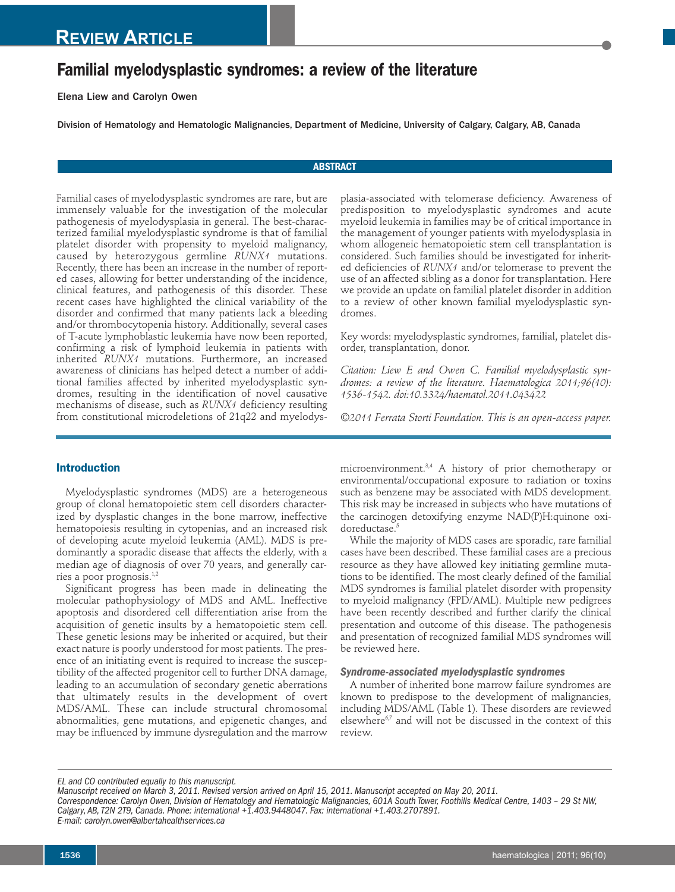REVIEW ARTICLE

# Familial myelodysplastic syndromes: a review of the literature

Elena Liew and Carolyn Owen

Division of Hematology and Hematologic Malignancies, Department of Medicine, University of Calgary, Calgary, AB, Canada

## ABSTRACT

Familial cases of myelodysplastic syndromes are rare, but are immensely valuable for the investigation of the molecular pathogenesis of myelodysplasia in general. The best-characterized familial myelodysplastic syndrome is that of familial platelet disorder with propensity to myeloid malignancy, caused by heterozygous germline *RUNX1* mutations. Recently, there has been an increase in the number of reported cases, allowing for better understanding of the incidence, clinical features, and pathogenesis of this disorder. These recent cases have highlighted the clinical variability of the disorder and confirmed that many patients lack a bleeding and/or thrombocytopenia history. Additionally, several cases of T-acute lymphoblastic leukemia have now been reported, confirming a risk of lymphoid leukemia in patients with inherited *RUNX1* mutations. Furthermore, an increased awareness of clinicians has helped detect a number of additional families affected by inherited myelodysplastic syndromes, resulting in the identification of novel causative mechanisms of disease, such as *RUNX1* deficiency resulting from constitutional microdeletions of 21q22 and myelodysplasia-associated with telomerase deficiency. Awareness of predisposition to myelodysplastic syndromes and acute myeloid leukemia in families may be of critical importance in the management of younger patients with myelodysplasia in whom allogeneic hematopoietic stem cell transplantation is considered. Such families should be investigated for inherited deficiencies of *RUNX1* and/or telomerase to prevent the use of an affected sibling as a donor for transplantation. Here we provide an update on familial platelet disorder in addition to a review of other known familial myelodysplastic syndromes.

Key words: myelodysplastic syndromes, familial, platelet disorder, transplantation, donor.

*Citation: Liew E and Owen C. Familial myelodysplastic syndromes: a review of the literature. Haematologica 2011;96(10):1536-1542. doi:10.3324/haematol.2011.043422*

*©2011 Ferrata Storti Foundation. This is an open-access paper.*

## Introduction

Myelodysplastic syndromes (MDS) are a heterogeneous group of clonal hematopoietic stem cell disorders characterized by dysplastic changes in the bone marrow, ineffective hematopoiesis resulting in cytopenias, and an increased risk of developing acute myeloid leukemia (AML). MDS is predominantly a sporadic disease that affects the elderly, with a median age of diagnosis of over 70 years, and generally carries a poor prognosis.[1,2]

Significant progress has been made in delineating the molecular pathophysiology of MDS and AML. Ineffective apoptosis and disordered cell differentiation arise from the acquisition of genetic insults by a hematopoietic stem cell. These genetic lesions may be inherited or acquired, but their exact nature is poorly understood for most patients. The presence of an initiating event is required to increase the susceptibility of the affected progenitor cell to further DNA damage, leading to an accumulation of secondary genetic aberrations that ultimately results in the development of overt MDS/AML. These can include structural chromosomal abnormalities, gene mutations, and epigenetic changes, and may be influenced by immune dysregulation and the marrow microenvironment.[3,4] A history of prior chemotherapy or environmental/occupational exposure to radiation or toxins such as benzene may be associated with MDS development. This risk may be increased in subjects who have mutations of the carcinogen detoxifying enzyme NAD(P)H:quinone oxidoreductase.[5]

While the majority of MDS cases are sporadic, rare familial cases have been described. These familial cases are a precious resource as they have allowed key initiating germline mutations to be identified. The most clearly defined of the familial MDS syndromes is familial platelet disorder with propensity to myeloid malignancy (FPD/AML). Multiple new pedigrees have been recently described and further clarify the clinical presentation and outcome of this disease. The pathogenesis and presentation of recognized familial MDS syndromes will be reviewed here.

### Syndrome-associated myelodysplastic syndromes

A number of inherited bone marrow failure syndromes are known to predispose to the development of malignancies, including MDS/AML (Table 1). These disorders are reviewed elsewhere[6,7] and will not be discussed in the context of this review.

*EL and CO contributed equally to this manuscript.*
*Manuscript received on March 3, 2011. Revised version arrived on April 15, 2011. Manuscript accepted on May 20, 2011.*
*Correspondence: Carolyn Owen, Division of Hematology and Hematologic Malignancies, 601A South Tower, Foothills Medical Centre, 1403 – 29 St NW, Calgary, AB, T2N 2T9, Canada. Phone: international +1.403.9448047. Fax: international +1.403.2707891.*
*E-mail: carolyn.owen@albertahealthservices.ca*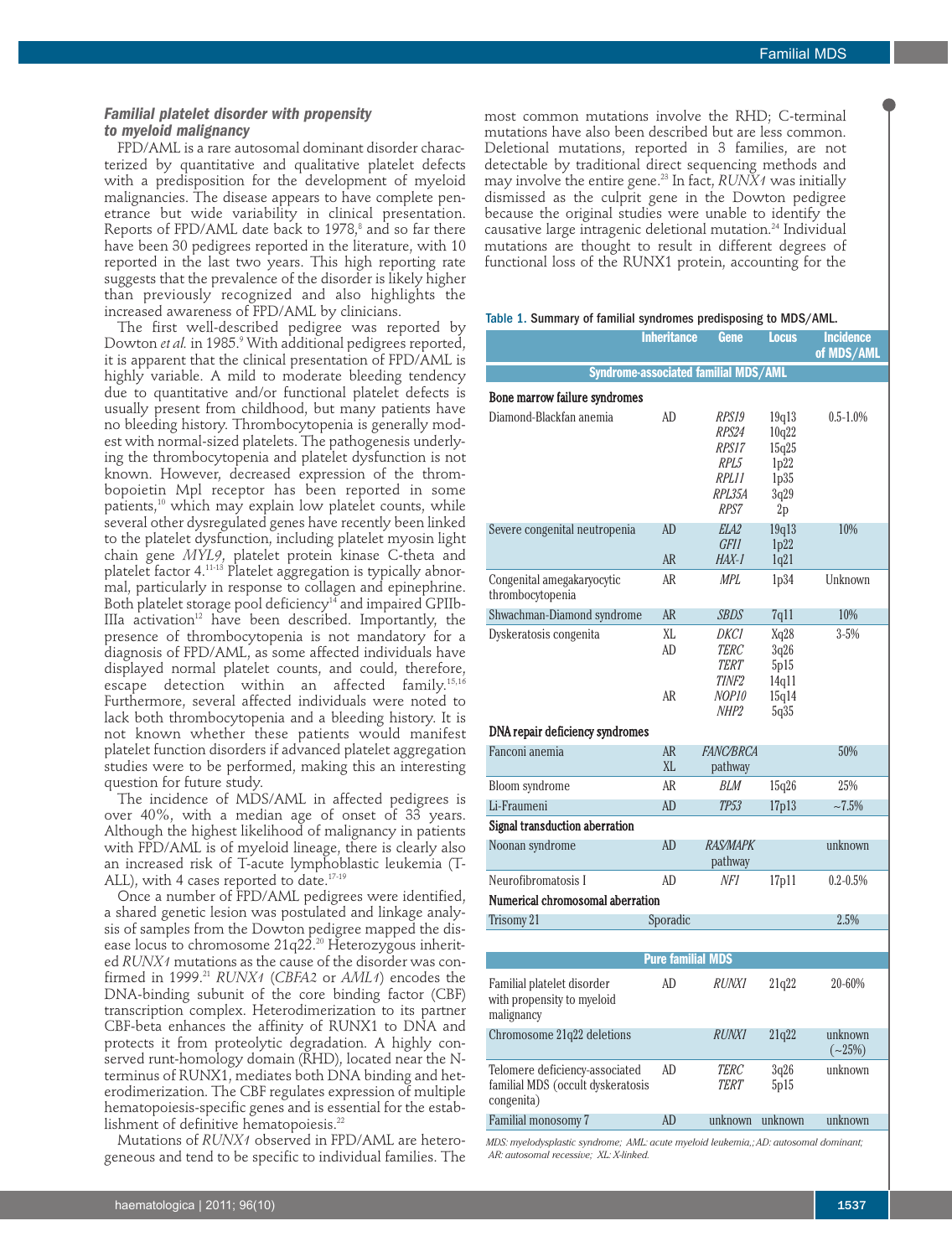### Familial platelet disorder with propensity to myeloid malignancy

FPD/AML is a rare autosomal dominant disorder characterized by quantitative and qualitative platelet defects with a predisposition for the development of myeloid malignancies. The disease appears to have complete penetrance but wide variability in clinical presentation. Reports of FPD/AML date back to 1978,[8] and so far there have been 30 pedigrees reported in the literature, with 10 reported in the last two years. This high reporting rate suggests that the prevalence of the disorder is likely higher than previously recognized and also highlights the increased awareness of FPD/AML by clinicians.

The first well-described pedigree was reported by Dowton *et al.* in 1985.[9] With additional pedigrees reported, it is apparent that the clinical presentation of FPD/AML is highly variable. A mild to moderate bleeding tendency due to quantitative and/or functional platelet defects is usually present from childhood, but many patients have no bleeding history. Thrombocytopenia is generally modest with normal-sized platelets. The pathogenesis underlying the thrombocytopenia and platelet dysfunction is not known. However, decreased expression of the thrombopoietin Mpl receptor has been reported in some patients,[10] which may explain low platelet counts, while several other dysregulated genes have recently been linked to the platelet dysfunction, including platelet myosin light chain gene *MYL9*, platelet protein kinase C-theta and platelet factor 4.[11-13] Platelet aggregation is typically abnormal, particularly in response to collagen and epinephrine. Both platelet storage pool deficiency[14] and impaired GPIIb-IIIa activation[12] have been described. Importantly, the presence of thrombocytopenia is not mandatory for a diagnosis of FPD/AML, as some affected individuals have displayed normal platelet counts, and could, therefore, escape detection within an affected family.[15,16] Furthermore, several affected individuals were noted to lack both thrombocytopenia and a bleeding history. It is not known whether these patients would manifest platelet function disorders if advanced platelet aggregation studies were to be performed, making this an interesting question for future study.

The incidence of MDS/AML in affected pedigrees is over 40%, with a median age of onset of 33 years. Although the highest likelihood of malignancy in patients with FPD/AML is of myeloid lineage, there is clearly also an increased risk of T-acute lymphoblastic leukemia (T-ALL), with 4 cases reported to date.[17-19]

Once a number of FPD/AML pedigrees were identified, a shared genetic lesion was postulated and linkage analysis of samples from the Dowton pedigree mapped the disease locus to chromosome 21q22.[20] Heterozygous inherited *RUNX1* mutations as the cause of the disorder was confirmed in 1999.[21] *RUNX1* (*CBFA2* or *AML1*) encodes the DNA-binding subunit of the core binding factor (CBF) transcription complex. Heterodimerization to its partner CBF-beta enhances the affinity of RUNX1 to DNA and protects it from proteolytic degradation. A highly conserved runt-homology domain (RHD), located near the N-terminus of RUNX1, mediates both DNA binding and heterodimerization. The CBF regulates expression of multiple hematopoiesis-specific genes and is essential for the establishment of definitive hematopoiesis.[22]

Mutations of *RUNX1* observed in FPD/AML are heterogeneous and tend to be specific to individual families. The most common mutations involve the RHD; C-terminal mutations have also been described but are less common. Deletional mutations, reported in 3 families, are not detectable by traditional direct sequencing methods and may involve the entire gene.[23] In fact, *RUNX1* was initially dismissed as the culprit gene in the Dowton pedigree because the original studies were unable to identify the causative large intragenic deletional mutation.[24] Individual mutations are thought to result in different degrees of functional loss of the RUNX1 protein, accounting for the

**Table 1.** Summary of familial syndromes predisposing to MDS/AML.

| | Inheritance | Gene | Locus | Incidence of MDS/AML |
|---|---|---|---|---|
| **Syndrome-associated familial MDS/AML** | | | | |
| **Bone marrow failure syndromes** | | | | |
| Diamond-Blackfan anemia | AD | *RPS19*<br>*RPS24*<br>*RPS17*<br>*RPL5*<br>*RPL11*<br>*RPL35A*<br>*RPS7* | 19q13<br>10q22<br>15q25<br>1p22<br>1p35<br>3q29<br>2p | 0.5-1.0% |
| Severe congenital neutropenia | AD<br><br>AR | *ELA2*<br>*GFI1*<br>*HAX-1* | 19q13<br>1p22<br>1q21 | 10% |
| Congenital amegakaryocytic thrombocytopenia | AR | *MPL* | 1p34 | Unknown |
| Shwachman-Diamond syndrome | AR | *SBDS* | 7q11 | 10% |
| Dyskeratosis congenita | XL<br>AD<br><br><br>AR | *DKC1*<br>*TERC*<br>*TERT*<br>*TINF2*<br>*NOP10*<br>*NHP2* | Xq28<br>3q26<br>5p15<br>14q11<br>15q14<br>5q35 | 3-5% |
| **DNA repair deficiency syndromes** | | | | |
| Fanconi anemia | AR<br>XL | *FANC/BRCA* pathway | | 50% |
| Bloom syndrome | AR | *BLM* | 15q26 | 25% |
| Li-Fraumeni | AD | *TP53* | 17p13 | ~7.5% |
| **Signal transduction aberration** | | | | |
| Noonan syndrome | AD | *RAS/MAPK* pathway | | unknown |
| Neurofibromatosis I | AD | *NF1* | 17p11 | 0.2-0.5% |
| **Numerical chromosomal aberration** | | | | |
| Trisomy 21 | Sporadic | | | 2.5% |
| **Pure familial MDS** | | | | |
| Familial platelet disorder with propensity to myeloid malignancy | AD | *RUNX1* | 21q22 | 20-60% |
| Chromosome 21q22 deletions | | *RUNX1* | 21q22 | unknown (~25%) |
| Telomere deficiency-associated familial MDS (occult dyskeratosis congenita) | AD | *TERC*<br>*TERT* | 3q26<br>5p15 | unknown |
| Familial monosomy 7 | AD | unknown | unknown | unknown |

*MDS: myelodysplastic syndrome; AML: acute myeloid leukemia,; AD: autosomal dominant; AR: autosomal recessive; XL: X-linked.*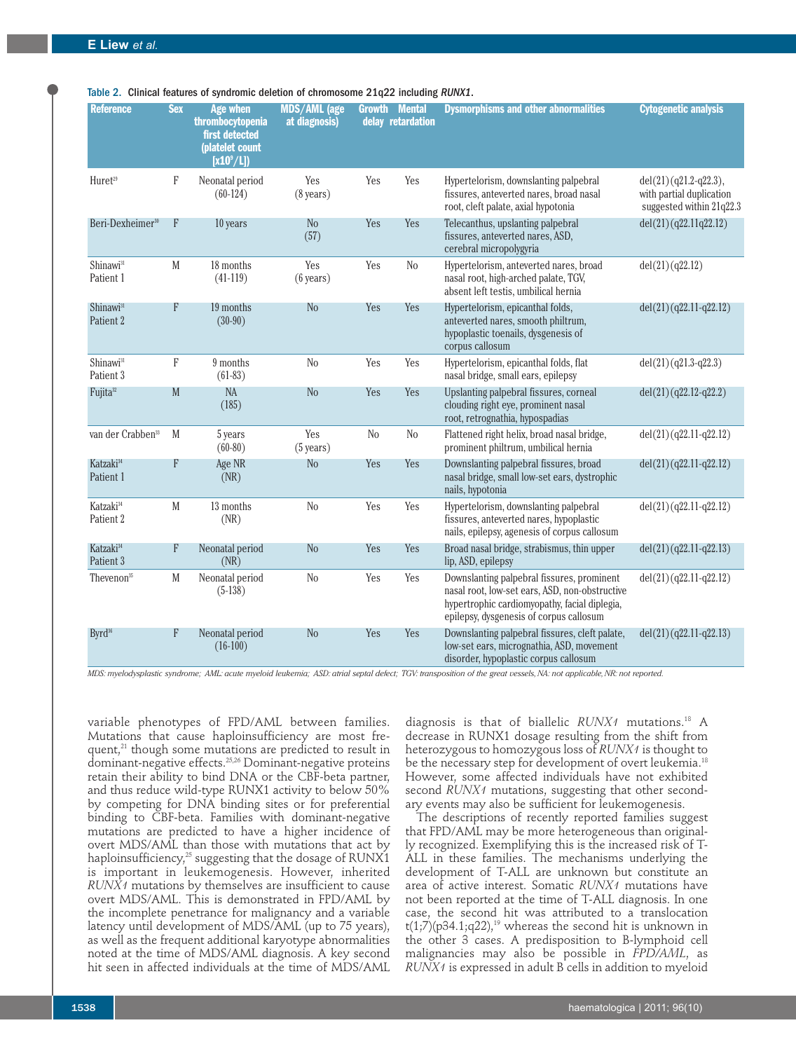Table 2. Clinical features of syndromic deletion of chromosome 21q22 including *RUNX1*.

| Reference | Sex | Age when thrombocytopenia first detected (platelet count [x10^9/L]) | MDS/AML (age at diagnosis) | Growth delay | Mental retardation | Dysmorphisms and other abnormalities | Cytogenetic analysis |
|---|---|---|---|---|---|---|---|
| Huret[29] | F | Neonatal period (60-124) | Yes (8 years) | Yes | Yes | Hypertelorism, downslanting palpebral fissures, anteverted nares, broad nasal root, cleft palate, axial hypotonia | del(21)(q21.2-q22.3), with partial duplication suggested within 21q22.3 |
| Beri-Dexheimer[30] | F | 10 years | No (57) | Yes | Yes | Telecanthus, upslanting palpebral fissures, anteverted nares, ASD, cerebral micropolygyria | del(21)(q22.11q22.12) |
| Shinawi[31] Patient 1 | M | 18 months (41-119) | Yes (6 years) | Yes | No | Hypertelorism, anteverted nares, broad nasal root, high-arched palate, TGV, absent left testis, umbilical hernia | del(21)(q22.12) |
| Shinawi[31] Patient 2 | F | 19 months (30-90) | No | Yes | Yes | Hypertelorism, epicanthal folds, anteverted nares, smooth philtrum, hypoplastic toenails, dysgenesis of corpus callosum | del(21)(q22.11-q22.12) |
| Shinawi[31] Patient 3 | F | 9 months (61-83) | No | Yes | Yes | Hypertelorism, epicanthal folds, flat nasal bridge, small ears, epilepsy | del(21)(q21.3-q22.3) |
| Fujita[32] | M | NA (185) | No | Yes | Yes | Upslanting palpebral fissures, corneal clouding right eye, prominent nasal root, retrognathia, hypospadias | del(21)(q22.12-q22.2) |
| van der Crabben[33] | M | 5 years (60-80) | Yes (5 years) | No | No | Flattened right helix, broad nasal bridge, prominent philtrum, umbilical hernia | del(21)(q22.11-q22.12) |
| Katzaki[34] Patient 1 | F | Age NR (NR) | No | Yes | Yes | Downslanting palpebral fissures, broad nasal bridge, small low-set ears, dystrophic nails, hypotonia | del(21)(q22.11-q22.12) |
| Katzaki[34] Patient 2 | M | 13 months (NR) | No | Yes | Yes | Hypertelorism, downslanting palpebral fissures, anteverted nares, hypoplastic nails, epilepsy, agenesis of corpus callosum | del(21)(q22.11-q22.12) |
| Katzaki[34] Patient 3 | F | Neonatal period (NR) | No | Yes | Yes | Broad nasal bridge, strabismus, thin upper lip, ASD, epilepsy | del(21)(q22.11-q22.13) |
| Thevenon[35] | M | Neonatal period (5-138) | No | Yes | Yes | Downslanting palpebral fissures, prominent nasal root, low-set ears, ASD, non-obstructive hypertrophic cardiomyopathy, facial diplegia, epilepsy, dysgenesis of corpus callosum | del(21)(q22.11-q22.12) |
| Byrd[36] | F | Neonatal period (16-100) | No | Yes | Yes | Downslanting palpebral fissures, cleft palate, low-set ears, micrognathia, ASD, movement disorder, hypoplastic corpus callosum | del(21)(q22.11-q22.13) |

*MDS: myelodysplastic syndrome; AML: acute myeloid leukemia; ASD: atrial septal defect; TGV: transposition of the great vessels, NA: not applicable, NR: not reported.*

variable phenotypes of FPD/AML between families. Mutations that cause haploinsufficiency are most frequent,[21] though some mutations are predicted to result in dominant-negative effects.[25,26] Dominant-negative proteins retain their ability to bind DNA or the CBF-beta partner, and thus reduce wild-type RUNX1 activity to below 50% by competing for DNA binding sites or for preferential binding to CBF-beta. Families with dominant-negative mutations are predicted to have a higher incidence of overt MDS/AML than those with mutations that act by haploinsufficiency,[25] suggesting that the dosage of RUNX1 is important in leukemogenesis. However, inherited *RUNX1* mutations by themselves are insufficient to cause overt MDS/AML. This is demonstrated in FPD/AML by the incomplete penetrance for malignancy and a variable latency until development of MDS/AML (up to 75 years), as well as the frequent additional karyotype abnormalities noted at the time of MDS/AML diagnosis. A key second hit seen in affected individuals at the time of MDS/AML diagnosis is that of biallelic *RUNX1* mutations.[18] A decrease in RUNX1 dosage resulting from the shift from heterozygous to homozygous loss of *RUNX1* is thought to be the necessary step for development of overt leukemia.[18] However, some affected individuals have not exhibited second *RUNX1* mutations, suggesting that other secondary events may also be sufficient for leukemogenesis.

The descriptions of recently reported families suggest that FPD/AML may be more heterogeneous than originally recognized. Exemplifying this is the increased risk of T-ALL in these families. The mechanisms underlying the development of T-ALL are unknown but constitute an area of active interest. Somatic *RUNX1* mutations have not been reported at the time of T-ALL diagnosis. In one case, the second hit was attributed to a translocation t(1;7)(p34.1;q22),[19] whereas the second hit is unknown in the other 3 cases. A predisposition to B-lymphoid cell malignancies may also be possible in *FPD/AML*, as *RUNX1* is expressed in adult B cells in addition to myeloid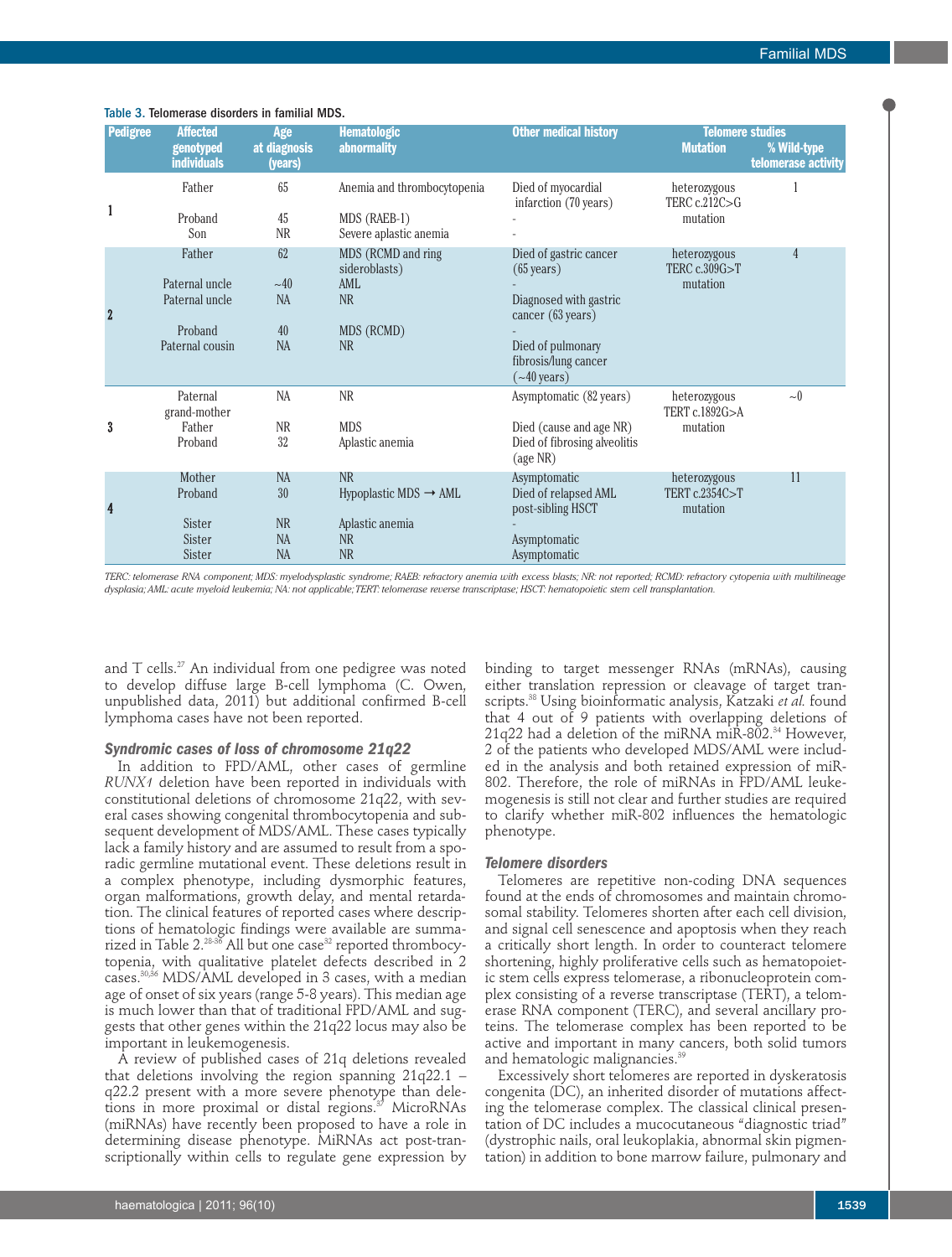Table 3. Telomerase disorders in familial MDS.

| Pedigree | Affected genotyped individuals | Age at diagnosis (years) | Hematologic abnormality | Other medical history | Telomere studies | |
|---|---|---|---|---|---|---|
| | | | | | Mutation | % Wild-type telomerase activity |
| 1 | Father | 65 | Anemia and thrombocytopenia | Died of myocardial infarction (70 years) | heterozygous TERC c.212C>G mutation | 1 |
| | Proband | 45 | MDS (RAEB-1) | - | | |
| | Son | NR | Severe aplastic anemia | - | | |
| 2 | Father | 62 | MDS (RCMD and ring sideroblasts) | Died of gastric cancer (65 years) | heterozygous TERC c.309G>T mutation | 4 |
| | Paternal uncle | ~40 | AML | - | | |
| | Paternal uncle | NA | NR | Diagnosed with gastric cancer (63 years) | | |
| | Proband | 40 | MDS (RCMD) | - | | |
| | Paternal cousin | NA | NR | Died of pulmonary fibrosis/lung cancer (~40 years) | | |
| 3 | Paternal grand-mother | NA | NR | Asymptomatic (82 years) | heterozygous TERT c.1892G>A mutation | ~0 |
| | Father | NR | MDS | Died (cause and age NR) | | |
| | Proband | 32 | Aplastic anemia | Died of fibrosing alveolitis (age NR) | | |
| 4 | Mother | NA | NR | Asymptomatic | heterozygous TERT c.2354C>T mutation | 11 |
| | Proband | 30 | Hypoplastic MDS → AML | Died of relapsed AML post-sibling HSCT | | |
| | Sister | NR | Aplastic anemia | - | | |
| | Sister | NA | NR | Asymptomatic | | |
| | Sister | NA | NR | Asymptomatic | | |

*TERC: telomerase RNA component; MDS: myelodysplastic syndrome; RAEB: refractory anemia with excess blasts; NR: not reported; RCMD: refractory cytopenia with multilineage dysplasia; AML: acute myeloid leukemia; NA: not applicable; TERT: telomerase reverse transcriptase; HSCT: hematopoietic stem cell transplantation.*

and T cells.[27] An individual from one pedigree was noted to develop diffuse large B-cell lymphoma (C. Owen, unpublished data, 2011) but additional confirmed B-cell lymphoma cases have not been reported.

### Syndromic cases of loss of chromosome 21q22

In addition to FPD/AML, other cases of germline *RUNX1* deletion have been reported in individuals with constitutional deletions of chromosome 21q22, with several cases showing congenital thrombocytopenia and subsequent development of MDS/AML. These cases typically lack a family history and are assumed to result from a sporadic germline mutational event. These deletions result in a complex phenotype, including dysmorphic features, organ malformations, growth delay, and mental retardation. The clinical features of reported cases where descriptions of hematologic findings were available are summarized in Table 2.[28-36] All but one case[32] reported thrombocytopenia, with qualitative platelet defects described in 2 cases.[30,36] MDS/AML developed in 3 cases, with a median age of onset of six years (range 5-8 years). This median age is much lower than that of traditional FPD/AML and suggests that other genes within the 21q22 locus may also be important in leukemogenesis.

A review of published cases of 21q deletions revealed that deletions involving the region spanning 21q22.1 – q22.2 present with a more severe phenotype than deletions in more proximal or distal regions.[37] MicroRNAs (miRNAs) have recently been proposed to have a role in determining disease phenotype. MiRNAs act post-transcriptionally within cells to regulate gene expression by binding to target messenger RNAs (mRNAs), causing either translation repression or cleavage of target transcripts.[38] Using bioinformatic analysis, Katzaki *et al.* found that 4 out of 9 patients with overlapping deletions of 21q22 had a deletion of the miRNA miR-802.[34] However, 2 of the patients who developed MDS/AML were included in the analysis and both retained expression of miR-802. Therefore, the role of miRNAs in FPD/AML leukemogenesis is still not clear and further studies are required to clarify whether miR-802 influences the hematologic phenotype.

### Telomere disorders

Telomeres are repetitive non-coding DNA sequences found at the ends of chromosomes and maintain chromosomal stability. Telomeres shorten after each cell division, and signal cell senescence and apoptosis when they reach a critically short length. In order to counteract telomere shortening, highly proliferative cells such as hematopoietic stem cells express telomerase, a ribonucleoprotein complex consisting of a reverse transcriptase (TERT), a telomerase RNA component (TERC), and several ancillary proteins. The telomerase complex has been reported to be active and important in many cancers, both solid tumors and hematologic malignancies.[39]

Excessively short telomeres are reported in dyskeratosis congenita (DC), an inherited disorder of mutations affecting the telomerase complex. The classical clinical presentation of DC includes a mucocutaneous "diagnostic triad" (dystrophic nails, oral leukoplakia, abnormal skin pigmentation) in addition to bone marrow failure, pulmonary and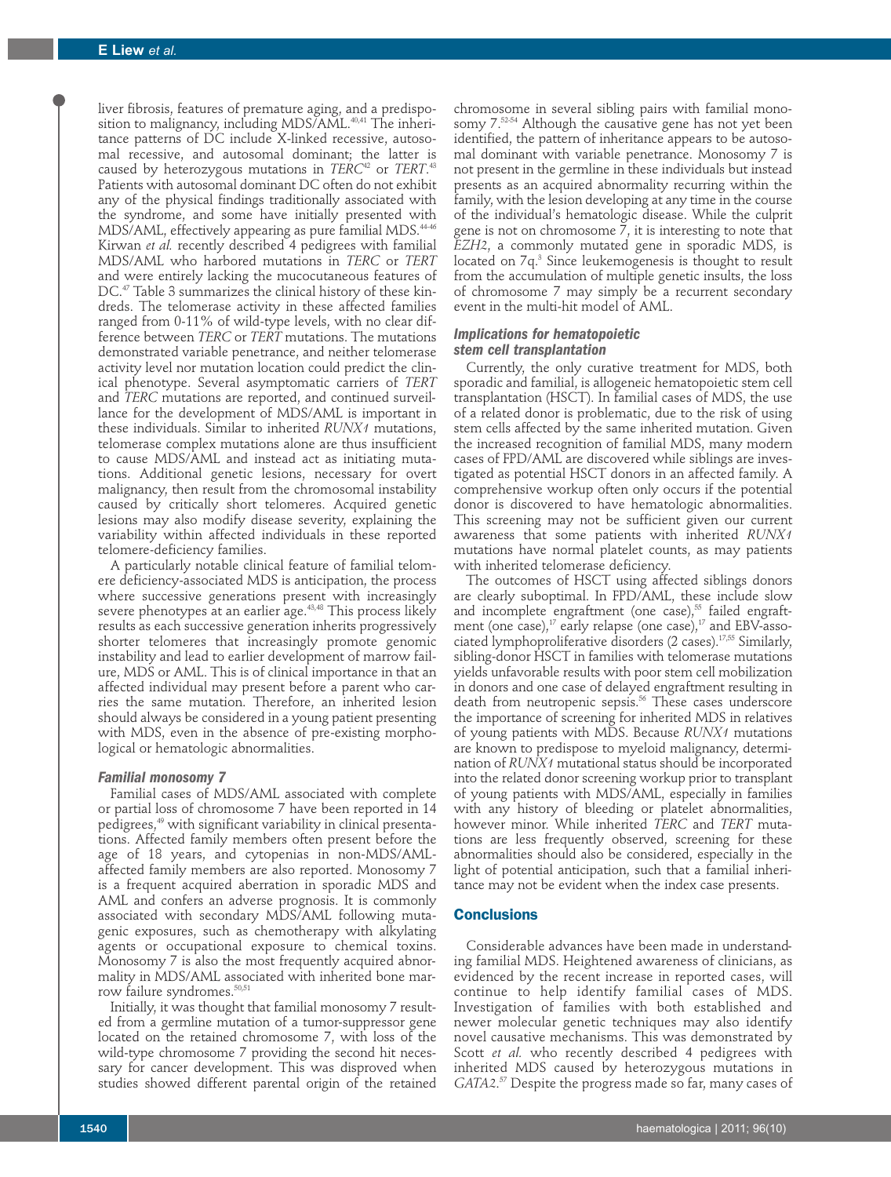liver fibrosis, features of premature aging, and a predisposition to malignancy, including MDS/AML.[40,41] The inheritance patterns of DC include X-linked recessive, autosomal recessive, and autosomal dominant; the latter is caused by heterozygous mutations in *TERC*[42] or *TERT*.[43] Patients with autosomal dominant DC often do not exhibit any of the physical findings traditionally associated with the syndrome, and some have initially presented with MDS/AML, effectively appearing as pure familial MDS.[44-46] Kirwan *et al.* recently described 4 pedigrees with familial MDS/AML who harbored mutations in *TERC* or *TERT* and were entirely lacking the mucocutaneous features of DC.[47] Table 3 summarizes the clinical history of these kindreds. The telomerase activity in these affected families ranged from 0-11% of wild-type levels, with no clear difference between *TERC* or *TERT* mutations. The mutations demonstrated variable penetrance, and neither telomerase activity level nor mutation location could predict the clinical phenotype. Several asymptomatic carriers of *TERT* and *TERC* mutations are reported, and continued surveillance for the development of MDS/AML is important in these individuals. Similar to inherited *RUNX1* mutations, telomerase complex mutations alone are thus insufficient to cause MDS/AML and instead act as initiating mutations. Additional genetic lesions, necessary for overt malignancy, then result from the chromosomal instability caused by critically short telomeres. Acquired genetic lesions may also modify disease severity, explaining the variability within affected individuals in these reported telomere-deficiency families.

A particularly notable clinical feature of familial telomere deficiency-associated MDS is anticipation, the process where successive generations present with increasingly severe phenotypes at an earlier age.[43,48] This process likely results as each successive generation inherits progressively shorter telomeres that increasingly promote genomic instability and lead to earlier development of marrow failure, MDS or AML. This is of clinical importance in that an affected individual may present before a parent who carries the same mutation. Therefore, an inherited lesion should always be considered in a young patient presenting with MDS, even in the absence of pre-existing morphological or hematologic abnormalities.

### Familial monosomy 7

Familial cases of MDS/AML associated with complete or partial loss of chromosome 7 have been reported in 14 pedigrees,[49] with significant variability in clinical presentations. Affected family members often present before the age of 18 years, and cytopenias in non-MDS/AML-affected family members are also reported. Monosomy 7 is a frequent acquired aberration in sporadic MDS and AML and confers an adverse prognosis. It is commonly associated with secondary MDS/AML following mutagenic exposures, such as chemotherapy with alkylating agents or occupational exposure to chemical toxins. Monosomy 7 is also the most frequently acquired abnormality in MDS/AML associated with inherited bone marrow failure syndromes.[50,51]

Initially, it was thought that familial monosomy 7 resulted from a germline mutation of a tumor-suppressor gene located on the retained chromosome 7, with loss of the wild-type chromosome 7 providing the second hit necessary for cancer development. This was disproved when studies showed different parental origin of the retained chromosome in several sibling pairs with familial monosomy 7.[52-54] Although the causative gene has not yet been identified, the pattern of inheritance appears to be autosomal dominant with variable penetrance. Monosomy 7 is not present in the germline in these individuals but instead presents as an acquired abnormality recurring within the family, with the lesion developing at any time in the course of the individual's hematologic disease. While the culprit gene is not on chromosome 7, it is interesting to note that *EZH2*, a commonly mutated gene in sporadic MDS, is located on 7q.[3] Since leukemogenesis is thought to result from the accumulation of multiple genetic insults, the loss of chromosome 7 may simply be a recurrent secondary event in the multi-hit model of AML.

### Implications for hematopoietic stem cell transplantation

Currently, the only curative treatment for MDS, both sporadic and familial, is allogeneic hematopoietic stem cell transplantation (HSCT). In familial cases of MDS, the use of a related donor is problematic, due to the risk of using stem cells affected by the same inherited mutation. Given the increased recognition of familial MDS, many modern cases of FPD/AML are discovered while siblings are investigated as potential HSCT donors in an affected family. A comprehensive workup often only occurs if the potential donor is discovered to have hematologic abnormalities. This screening may not be sufficient given our current awareness that some patients with inherited *RUNX1* mutations have normal platelet counts, as may patients with inherited telomerase deficiency.

The outcomes of HSCT using affected siblings donors are clearly suboptimal. In FPD/AML, these include slow and incomplete engraftment (one case),[55] failed engraftment (one case),[17] early relapse (one case),[17] and EBV-associated lymphoproliferative disorders (2 cases).[17,55] Similarly, sibling-donor HSCT in families with telomerase mutations yields unfavorable results with poor stem cell mobilization in donors and one case of delayed engraftment resulting in death from neutropenic sepsis.[56] These cases underscore the importance of screening for inherited MDS in relatives of young patients with MDS. Because *RUNX1* mutations are known to predispose to myeloid malignancy, determination of *RUNX1* mutational status should be incorporated into the related donor screening workup prior to transplant of young patients with MDS/AML, especially in families with any history of bleeding or platelet abnormalities, however minor. While inherited *TERC* and *TERT* mutations are less frequently observed, screening for these abnormalities should also be considered, especially in the light of potential anticipation, such that a familial inheritance may not be evident when the index case presents.

## Conclusions

Considerable advances have been made in understanding familial MDS. Heightened awareness of clinicians, as evidenced by the recent increase in reported cases, will continue to help identify familial cases of MDS. Investigation of families with both established and newer molecular genetic techniques may also identify novel causative mechanisms. This was demonstrated by Scott *et al.* who recently described 4 pedigrees with inherited MDS caused by heterozygous mutations in *GATA2*.[57] Despite the progress made so far, many cases of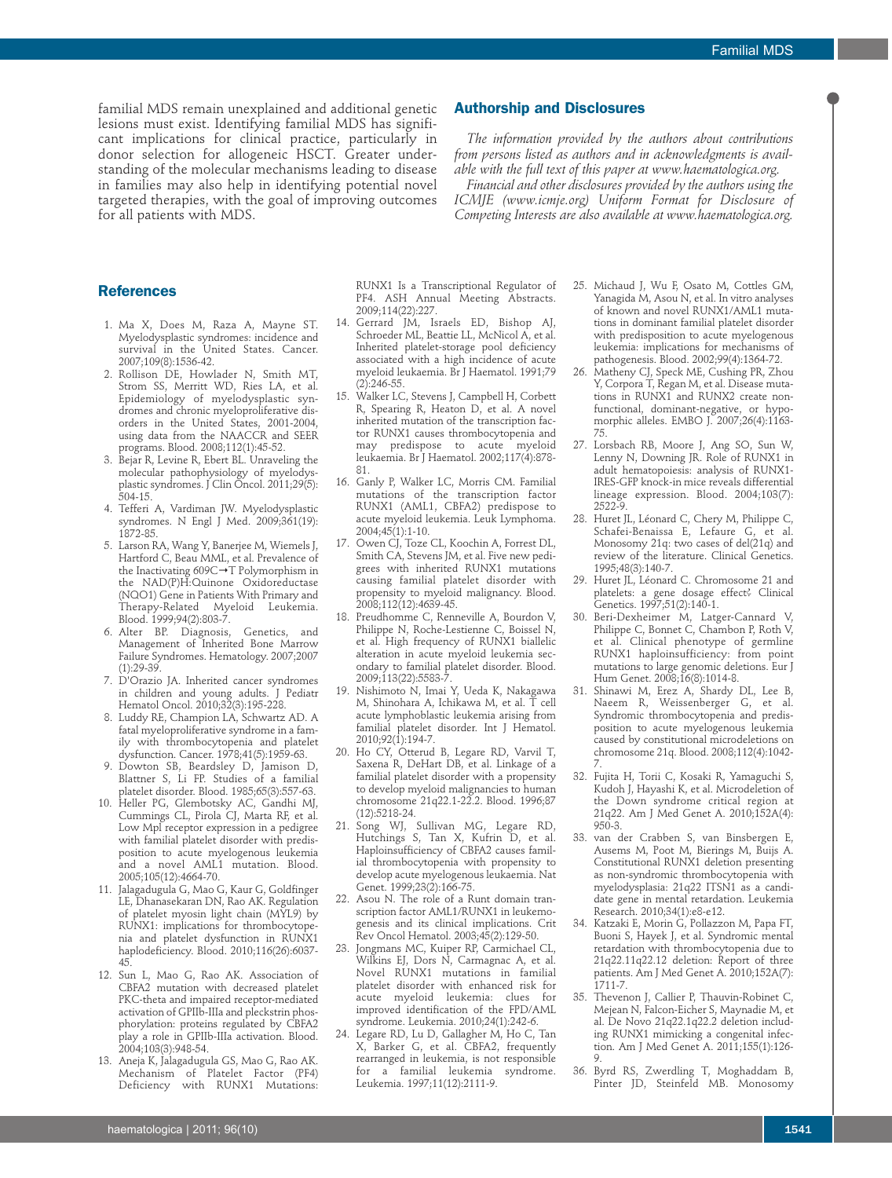familial MDS remain unexplained and additional genetic lesions must exist. Identifying familial MDS has significant implications for clinical practice, particularly in donor selection for allogeneic HSCT. Greater understanding of the molecular mechanisms leading to disease in families may also help in identifying potential novel targeted therapies, with the goal of improving outcomes for all patients with MDS.

## Authorship and Disclosures

*The information provided by the authors about contributions from persons listed as authors and in acknowledgments is available with the full text of this paper at www.haematologica.org.*

*Financial and other disclosures provided by the authors using the ICMJE (www.icmje.org) Uniform Format for Disclosure of Competing Interests are also available at www.haematologica.org.*

## References

1. Ma X, Does M, Raza A, Mayne ST. Myelodysplastic syndromes: incidence and survival in the United States. Cancer. 2007;109(8):1536-42.
2. Rollison DE, Howlader N, Smith MT, Strom SS, Merritt WD, Ries LA, et al. Epidemiology of myelodysplastic syndromes and chronic myeloproliferative disorders in the United States, 2001-2004, using data from the NAACCR and SEER programs. Blood. 2008;112(1):45-52.
3. Bejar R, Levine R, Ebert BL. Unraveling the molecular pathophysiology of myelodysplastic syndromes. J Clin Oncol. 2011;29(5):504-15.
4. Tefferi A, Vardiman JW. Myelodysplastic syndromes. N Engl J Med. 2009;361(19):1872-85.
5. Larson RA, Wang Y, Banerjee M, Wiemels J, Hartford C, Beau MML, et al. Prevalence of the Inactivating 609C→T Polymorphism in the NAD(P)H:Quinone Oxidoreductase (NQO1) Gene in Patients With Primary and Therapy-Related Myeloid Leukemia. Blood. 1999;94(2):803-7.
6. Alter BP. Diagnosis, Genetics, and Management of Inherited Bone Marrow Failure Syndromes. Hematology. 2007;2007(1):29-39.
7. D'Orazio JA. Inherited cancer syndromes in children and young adults. J Pediatr Hematol Oncol. 2010;32(3):195-228.
8. Luddy RE, Champion LA, Schwartz AD. A fatal myeloproliferative syndrome in a family with thrombocytopenia and platelet dysfunction. Cancer. 1978;41(5):1959-63.
9. Dowton SB, Beardsley D, Jamison D, Blattner S, Li FP. Studies of a familial platelet disorder. Blood. 1985;65(3):557-63.
10. Heller PG, Glembotsky AC, Gandhi MJ, Cummings CL, Pirola CJ, Marta RF, et al. Low Mpl receptor expression in a pedigree with familial platelet disorder with predisposition to acute myelogenous leukemia and a novel AML1 mutation. Blood. 2005;105(12):4664-70.
11. Jalagadugula G, Mao G, Kaur G, Goldfinger LE, Dhanasekaran DN, Rao AK. Regulation of platelet myosin light chain (MYL9) by RUNX1: implications for thrombocytopenia and platelet dysfunction in RUNX1 haplodeficiency. Blood. 2010;116(26):6037-45.
12. Sun L, Mao G, Rao AK. Association of CBFA2 mutation with decreased platelet PKC-theta and impaired receptor-mediated activation of GPIIb-IIIa and pleckstrin phosphorylation: proteins regulated by CBFA2 play a role in GPIIb-IIIa activation. Blood. 2004;103(3):948-54.
13. Aneja K, Jalagadugula GS, Mao G, Rao AK. Mechanism of Platelet Factor (PF4) Deficiency with RUNX1 Mutations: RUNX1 Is a Transcriptional Regulator of PF4. ASH Annual Meeting Abstracts. 2009;114(22):227.
14. Gerrard JM, Israels ED, Bishop AJ, Schroeder ML, Beattie LL, McNicol A, et al. Inherited platelet-storage pool deficiency associated with a high incidence of acute myeloid leukaemia. Br J Haematol. 1991;79(2):246-55.
15. Walker LC, Stevens J, Campbell H, Corbett R, Spearing R, Heaton D, et al. A novel inherited mutation of the transcription factor RUNX1 causes thrombocytopenia and may predispose to acute myeloid leukaemia. Br J Haematol. 2002;117(4):878-81.
16. Ganly P, Walker LC, Morris CM. Familial mutations of the transcription factor RUNX1 (AML1, CBFA2) predispose to acute myeloid leukemia. Leuk Lymphoma. 2004;45(1):1-10.
17. Owen CJ, Toze CL, Koochin A, Forrest DL, Smith CA, Stevens JM, et al. Five new pedigrees with inherited RUNX1 mutations causing familial platelet disorder with propensity to myeloid malignancy. Blood. 2008;112(12):4639-45.
18. Preudhomme C, Renneville A, Bourdon V, Philippe N, Roche-Lestienne C, Boissel N, et al. High frequency of RUNX1 biallelic alteration in acute myeloid leukemia secondary to familial platelet disorder. Blood. 2009;113(22):5583-7.
19. Nishimoto N, Imai Y, Ueda K, Nakagawa M, Shinohara A, Ichikawa M, et al. T cell acute lymphoblastic leukemia arising from familial platelet disorder. Int J Hematol. 2010;92(1):194-7.
20. Ho CY, Otterud B, Legare RD, Varvil T, Saxena R, DeHart DB, et al. Linkage of a familial platelet disorder with a propensity to develop myeloid malignancies to human chromosome 21q22.1-22.2. Blood. 1996;87(12):5218-24.
21. Song WJ, Sullivan MG, Legare RD, Hutchings S, Tan X, Kufrin D, et al. Haploinsufficiency of CBFA2 causes familial thrombocytopenia with propensity to develop acute myelogenous leukaemia. Nat Genet. 1999;23(2):166-75.
22. Asou N. The role of a Runt domain transcription factor AML1/RUNX1 in leukemogenesis and its clinical implications. Crit Rev Oncol Hematol. 2003;45(2):129-50.
23. Jongmans MC, Kuiper RP, Carmichael CL, Wilkins EJ, Dors N, Carmagnac A, et al. Novel RUNX1 mutations in familial platelet disorder with enhanced risk for acute myeloid leukemia: clues for improved identification of the FPD/AML syndrome. Leukemia. 2010;24(1):242-6.
24. Legare RD, Lu D, Gallagher M, Ho C, Tan X, Barker G, et al. CBFA2, frequently rearranged in leukemia, is not responsible for a familial leukemia syndrome. Leukemia. 1997;11(12):2111-9.
25. Michaud J, Wu F, Osato M, Cottles GM, Yanagida M, Asou N, et al. In vitro analyses of known and novel RUNX1/AML1 mutations in dominant familial platelet disorder with predisposition to acute myelogenous leukemia: implications for mechanisms of pathogenesis. Blood. 2002;99(4):1364-72.
26. Matheny CJ, Speck ME, Cushing PR, Zhou Y, Corpora T, Regan M, et al. Disease mutations in RUNX1 and RUNX2 create nonfunctional, dominant-negative, or hypomorphic alleles. EMBO J. 2007;26(4):1163-75.
27. Lorsbach RB, Moore J, Ang SO, Sun W, Lenny N, Downing JR. Role of RUNX1 in adult hematopoiesis: analysis of RUNX1-IRES-GFP knock-in mice reveals differential lineage expression. Blood. 2004;103(7):2522-9.
28. Huret JL, Léonard C, Chery M, Philippe C, Schafei-Benaissa E, Lefaure G, et al. Monosomy 21q: two cases of del(21q) and review of the literature. Clinical Genetics. 1995;48(3):140-7.
29. Huret JL, Léonard C. Chromosome 21 and platelets: a gene dosage effect? Clinical Genetics. 1997;51(2):140-1.
30. Beri-Dexheimer M, Latger-Cannard V, Philippe C, Bonnet C, Chambon P, Roth V, et al. Clinical phenotype of germline RUNX1 haploinsufficiency: from point mutations to large genomic deletions. Eur J Hum Genet. 2008;16(8):1014-8.
31. Shinawi M, Erez A, Shardy DL, Lee B, Naeem R, Weissenberger G, et al. Syndromic thrombocytopenia and predisposition to acute myelogenous leukemia caused by constitutional microdeletions on chromosome 21q. Blood. 2008;112(4):1042-7.
32. Fujita H, Torii C, Kosaki R, Yamaguchi S, Kudoh J, Hayashi K, et al. Microdeletion of the Down syndrome critical region at 21q22. Am J Med Genet A. 2010;152A(4):950-3.
33. van der Crabben S, van Binsbergen E, Ausems M, Poot M, Bierings M, Buijs A. Constitutional RUNX1 deletion presenting as non-syndromic thrombocytopenia with myelodysplasia: 21q22 ITSN1 as a candidate gene in mental retardation. Leukemia Research. 2010;34(1):e8-e12.
34. Katzaki E, Morin G, Pollazzon M, Papa FT, Buoni S, Hayek J, et al. Syndromic mental retardation with thrombocytopenia due to 21q22.11q22.12 deletion: Report of three patients. Am J Med Genet A. 2010;152A(7):1711-7.
35. Thevenon J, Callier P, Thauvin-Robinet C, Mejean N, Falcon-Eicher S, Maynadie M, et al. De Novo 21q22.1q22.2 deletion including RUNX1 mimicking a congenital infection. Am J Med Genet A. 2011;155(1):126-9.
36. Byrd RS, Zwerdling T, Moghaddam B, Pinter JD, Steinfeld MB. Monosomy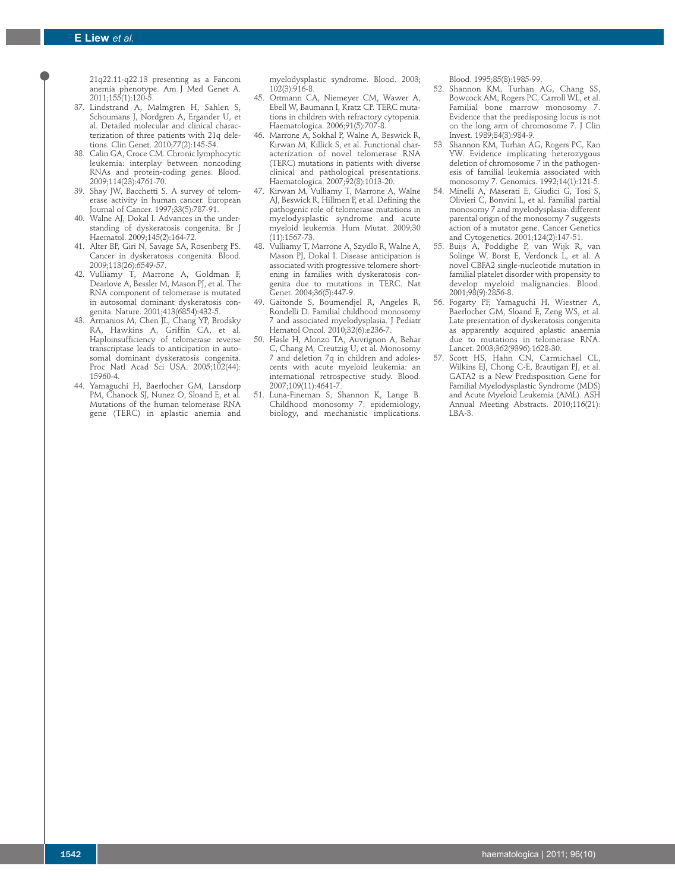21q22.11-q22.13 presenting as a Fanconi anemia phenotype. Am J Med Genet A. 2011;155(1):120-5.

37. Lindstrand A, Malmgren H, Sahlen S, Schoumans J, Nordgren A, Ergander U, et al. Detailed molecular and clinical characterization of three patients with 21q deletions. Clin Genet. 2010;77(2):145-54.
38. Calin GA, Croce CM. Chronic lymphocytic leukemia: interplay between noncoding RNAs and protein-coding genes. Blood. 2009;114(23):4761-70.
39. Shay JW, Bacchetti S. A survey of telomerase activity in human cancer. European Journal of Cancer. 1997;33(5):787-91.
40. Walne AJ, Dokal I. Advances in the understanding of dyskeratosis congenita. Br J Haematol. 2009;145(2):164-72.
41. Alter BP, Giri N, Savage SA, Rosenberg PS. Cancer in dyskeratosis congenita. Blood. 2009;113(26):6549-57.
42. Vulliamy T, Marrone A, Goldman F, Dearlove A, Bessler M, Mason PJ, et al. The RNA component of telomerase is mutated in autosomal dominant dyskeratosis congenita. Nature. 2001;413(6854):432-5.
43. Armanios M, Chen JL, Chang YP, Brodsky RA, Hawkins A, Griffin CA, et al. Haploinsufficiency of telomerase reverse transcriptase leads to anticipation in autosomal dominant dyskeratosis congenita. Proc Natl Acad Sci USA. 2005;102(44):15960-4.
44. Yamaguchi H, Baerlocher GM, Lansdorp PM, Chanock SJ, Nunez O, Sloand E, et al. Mutations of the human telomerase RNA gene (TERC) in aplastic anemia and myelodysplastic syndrome. Blood. 2003;102(3):916-8.
45. Ortmann CA, Niemeyer CM, Wawer A, Ebell W, Baumann I, Kratz CP. TERC mutations in children with refractory cytopenia. Haematologica. 2006;91(5):707-8.
46. Marrone A, Sokhal P, Walne A, Beswick R, Kirwan M, Killick S, et al. Functional characterization of novel telomerase RNA (TERC) mutations in patients with diverse clinical and pathological presentations. Haematologica. 2007;92(8):1013-20.
47. Kirwan M, Vulliamy T, Marrone A, Walne AJ, Beswick R, Hillmen P, et al. Defining the pathogenic role of telomerase mutations in myelodysplastic syndrome and acute myeloid leukemia. Hum Mutat. 2009;30(11):1567-73.
48. Vulliamy T, Marrone A, Szydlo R, Walne A, Mason PJ, Dokal I. Disease anticipation is associated with progressive telomere shortening in families with dyskeratosis congenita due to mutations in TERC. Nat Genet. 2004;36(5):447-9.
49. Gaitonde S, Boumendjel R, Angeles R, Rondelli D. Familial childhood monosomy 7 and associated myelodysplasia. J Pediatr Hematol Oncol. 2010;32(6):e236-7.
50. Hasle H, Alonzo TA, Auvrignon A, Behar C, Chang M, Creutzig U, et al. Monosomy 7 and deletion 7q in children and adolescents with acute myeloid leukemia: an international retrospective study. Blood. 2007;109(11):4641-7.
51. Luna-Fineman S, Shannon K, Lange B. Childhood monosomy 7: epidemiology, biology, and mechanistic implications. Blood. 1995;85(8):1985-99.
52. Shannon KM, Turhan AG, Chang SS, Bowcock AM, Rogers PC, Carroll WL, et al. Familial bone marrow monosomy 7. Evidence that the predisposing locus is not on the long arm of chromosome 7. J Clin Invest. 1989;84(3):984-9.
53. Shannon KM, Turhan AG, Rogers PC, Kan YW. Evidence implicating heterozygous deletion of chromosome 7 in the pathogenesis of familial leukemia associated with monosomy 7. Genomics. 1992;14(1):121-5.
54. Minelli A, Maserati E, Giudici G, Tosi S, Olivieri C, Bonvini L, et al. Familial partial monosomy 7 and myelodysplasia: different parental origin of the monosomy 7 suggests action of a mutator gene. Cancer Genetics and Cytogenetics. 2001;124(2):147-51.
55. Buijs A, Poddighe P, van Wijk R, van Solinge W, Borst E, Verdonck L, et al. A novel CBFA2 single-nucleotide mutation in familial platelet disorder with propensity to develop myeloid malignancies. Blood. 2001;98(9):2856-8.
56. Fogarty PF, Yamaguchi H, Wiestner A, Baerlocher GM, Sloand E, Zeng WS, et al. Late presentation of dyskeratosis congenita as apparently acquired aplastic anaemia due to mutations in telomerase RNA. Lancet. 2003;362(9396):1628-30.
57. Scott HS, Hahn CN, Carmichael CL, Wilkins EJ, Chong C-E, Brautigan PJ, et al. GATA2 is a New Predisposition Gene for Familial Myelodysplastic Syndrome (MDS) and Acute Myeloid Leukemia (AML). ASH Annual Meeting Abstracts. 2010;116(21):LBA-3.